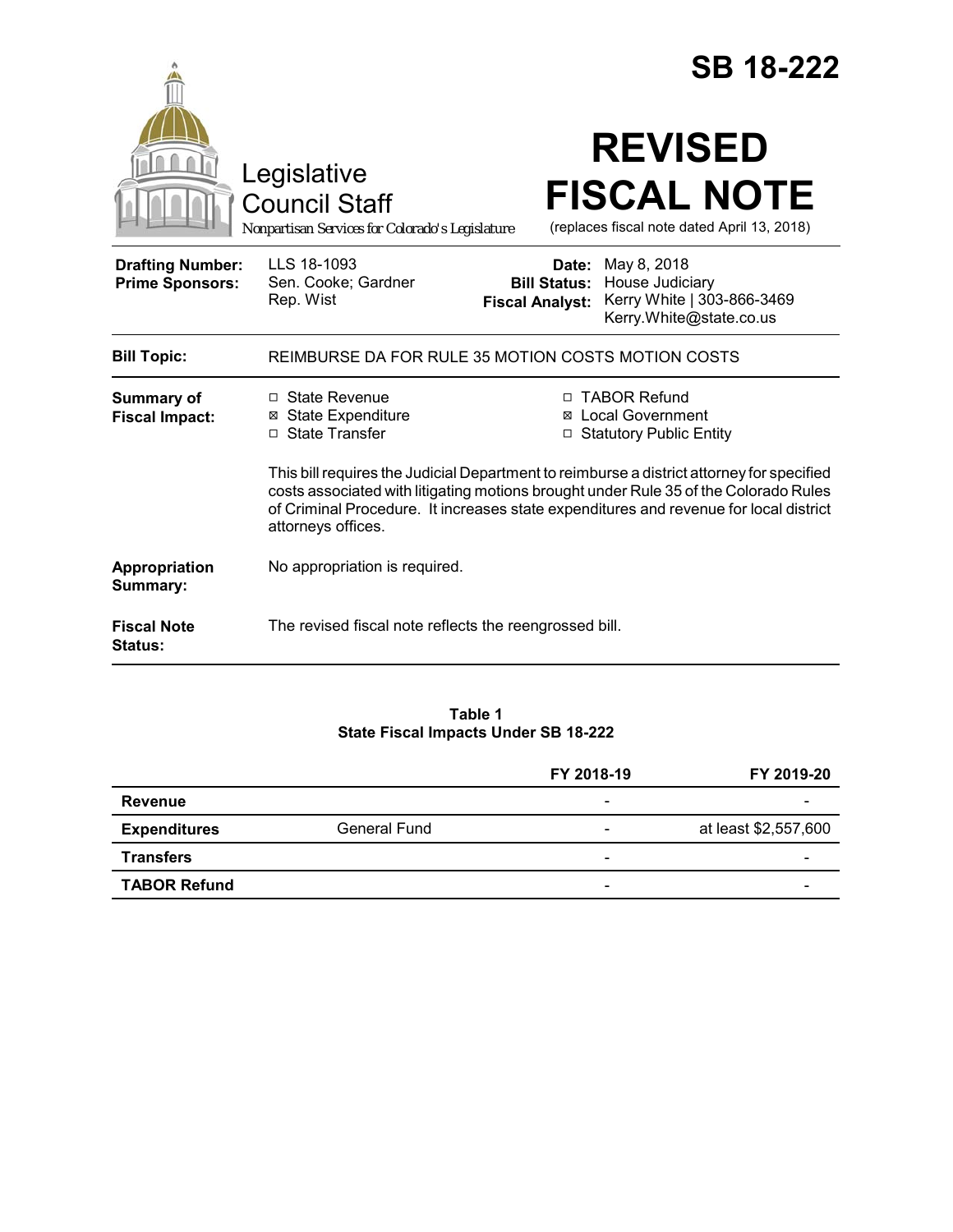# SB 18-222

Legislative Council Staff

*Nonpartisan Services for Colorado's Legislature*

# REVISED FISCAL NOTE

(replaces fiscal note dated April 13, 2018)

| | | | |
|---|---|---|---|
| **Drafting Number:** | LLS 18-1093 | **Date:** | May 8, 2018 |
| **Prime Sponsors:** | Sen. Cooke; Gardner<br>Rep. Wist | **Bill Status:** | House Judiciary |
| | | **Fiscal Analyst:** | Kerry White \| 303-866-3469<br>Kerry.White@state.co.us |

| | |
|---|---|
| **Bill Topic:** | REIMBURSE DA FOR RULE 35 MOTION COSTS MOTION COSTS |
| **Summary of Fiscal Impact:** | ☐ State Revenue<br>☒ State Expenditure<br>☐ State Transfer<br>☐ TABOR Refund<br>☒ Local Government<br>☐ Statutory Public Entity<br><br>This bill requires the Judicial Department to reimburse a district attorney for specified costs associated with litigating motions brought under Rule 35 of the Colorado Rules of Criminal Procedure. It increases state expenditures and revenue for local district attorneys offices. |
| **Appropriation Summary:** | No appropriation is required. |
| **Fiscal Note Status:** | The revised fiscal note reflects the reengrossed bill. |

**Table 1**
**State Fiscal Impacts Under SB 18-222**

| | | FY 2018-19 | FY 2019-20 |
|---|---|---|---|
| **Revenue** | | - | - |
| **Expenditures** | General Fund | - | at least $2,557,600 |
| **Transfers** | | - | - |
| **TABOR Refund** | | - | - |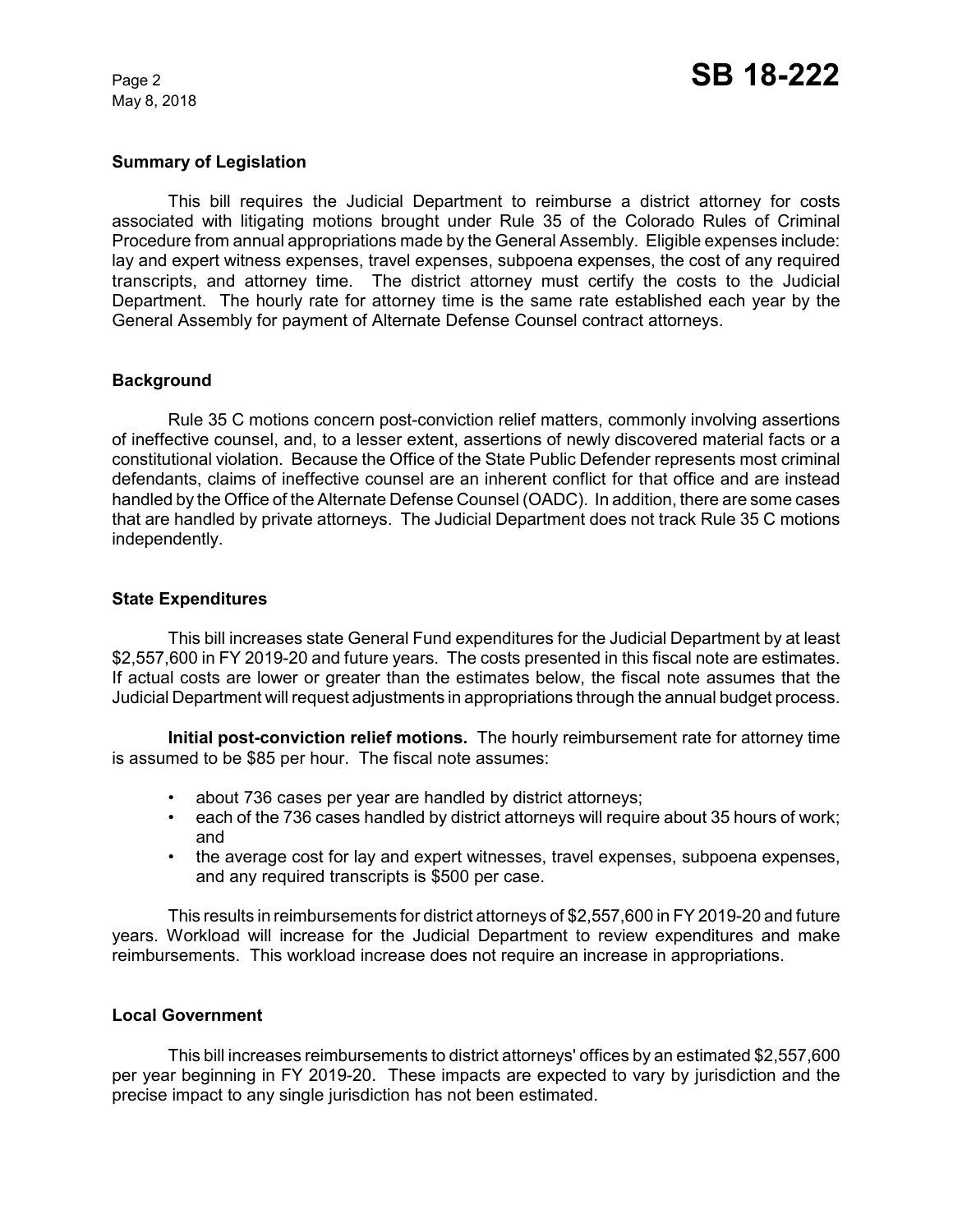## Summary of Legislation

This bill requires the Judicial Department to reimburse a district attorney for costs associated with litigating motions brought under Rule 35 of the Colorado Rules of Criminal Procedure from annual appropriations made by the General Assembly. Eligible expenses include: lay and expert witness expenses, travel expenses, subpoena expenses, the cost of any required transcripts, and attorney time. The district attorney must certify the costs to the Judicial Department. The hourly rate for attorney time is the same rate established each year by the General Assembly for payment of Alternate Defense Counsel contract attorneys.

## Background

Rule 35 C motions concern post-conviction relief matters, commonly involving assertions of ineffective counsel, and, to a lesser extent, assertions of newly discovered material facts or a constitutional violation. Because the Office of the State Public Defender represents most criminal defendants, claims of ineffective counsel are an inherent conflict for that office and are instead handled by the Office of the Alternate Defense Counsel (OADC). In addition, there are some cases that are handled by private attorneys. The Judicial Department does not track Rule 35 C motions independently.

## State Expenditures

This bill increases state General Fund expenditures for the Judicial Department by at least $2,557,600 in FY 2019-20 and future years. The costs presented in this fiscal note are estimates. If actual costs are lower or greater than the estimates below, the fiscal note assumes that the Judicial Department will request adjustments in appropriations through the annual budget process.

**Initial post-conviction relief motions.** The hourly reimbursement rate for attorney time is assumed to be $85 per hour. The fiscal note assumes:

- about 736 cases per year are handled by district attorneys;
- each of the 736 cases handled by district attorneys will require about 35 hours of work; and
- the average cost for lay and expert witnesses, travel expenses, subpoena expenses, and any required transcripts is $500 per case.

This results in reimbursements for district attorneys of $2,557,600 in FY 2019-20 and future years. Workload will increase for the Judicial Department to review expenditures and make reimbursements. This workload increase does not require an increase in appropriations.

## Local Government

This bill increases reimbursements to district attorneys' offices by an estimated $2,557,600 per year beginning in FY 2019-20. These impacts are expected to vary by jurisdiction and the precise impact to any single jurisdiction has not been estimated.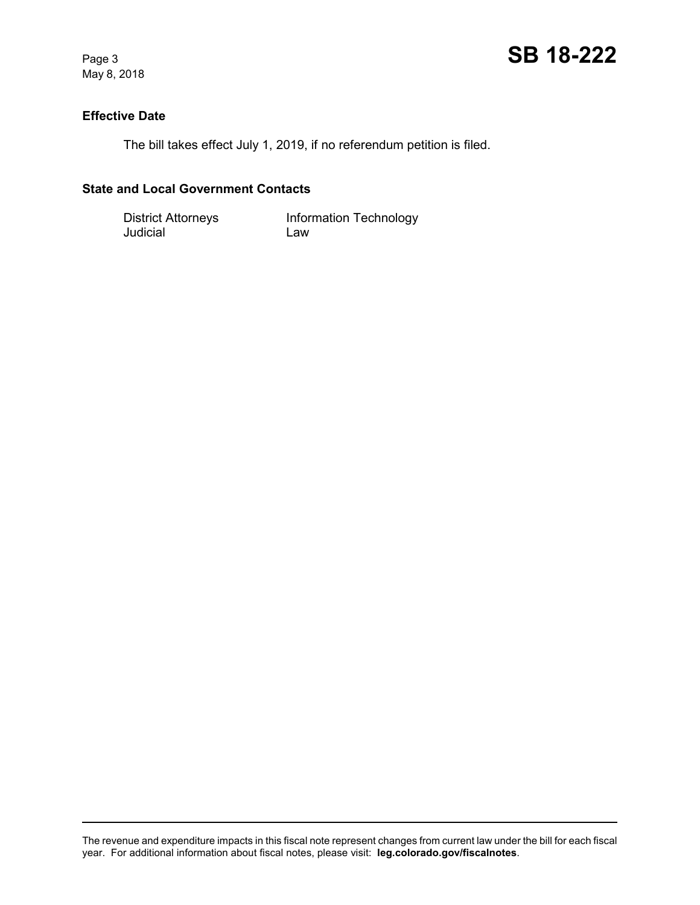## Effective Date

The bill takes effect July 1, 2019, if no referendum petition is filed.

## State and Local Government Contacts

| | |
|---|---|
| District Attorneys | Information Technology |
| Judicial | Law |

The revenue and expenditure impacts in this fiscal note represent changes from current law under the bill for each fiscal year. For additional information about fiscal notes, please visit: **leg.colorado.gov/fiscalnotes**.